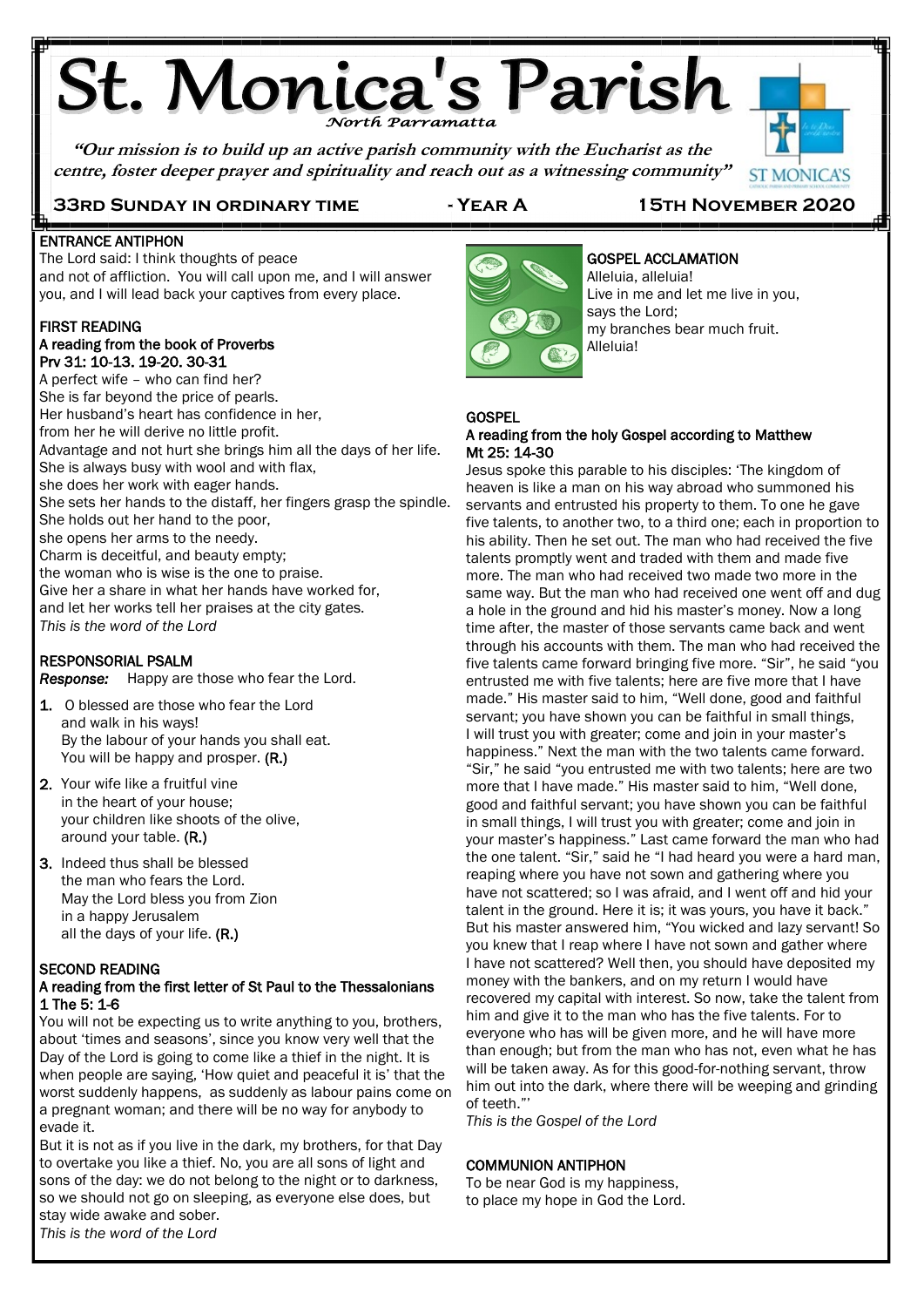# St. Monica's Parish

*North Parramatta*

***"Our mission is to build up an active parish community with the Eucharist as the centre, foster deeper prayer and spirituality and reach out as a witnessing community"***

**33RD SUNDAY IN ORDINARY TIME - YEAR A 15TH NOVEMBER 2020**

## ENTRANCE ANTIPHON

The Lord said: I think thoughts of peace
and not of affliction. You will call upon me, and I will answer you, and I will lead back your captives from every place.

## FIRST READING

**A reading from the book of Proverbs**
**Prv 31: 10-13. 19-20. 30-31**

A perfect wife – who can find her?
She is far beyond the price of pearls.
Her husband's heart has confidence in her,
from her he will derive no little profit.
Advantage and not hurt she brings him all the days of her life.
She is always busy with wool and with flax,
she does her work with eager hands.
She sets her hands to the distaff, her fingers grasp the spindle.
She holds out her hand to the poor,
she opens her arms to the needy.
Charm is deceitful, and beauty empty;
the woman who is wise is the one to praise.
Give her a share in what her hands have worked for,
and let her works tell her praises at the city gates.
*This is the word of the Lord*

## RESPONSORIAL PSALM

***Response:*** Happy are those who fear the Lord.

1. O blessed are those who fear the Lord
and walk in his ways!
By the labour of your hands you shall eat.
You will be happy and prosper. (R.)
2. Your wife like a fruitful vine
in the heart of your house;
your children like shoots of the olive,
around your table. (R.)
3. Indeed thus shall be blessed
the man who fears the Lord.
May the Lord bless you from Zion
in a happy Jerusalem
all the days of your life. (R.)

## SECOND READING

**A reading from the first letter of St Paul to the Thessalonians**
**1 The 5: 1-6**

You will not be expecting us to write anything to you, brothers, about 'times and seasons', since you know very well that the Day of the Lord is going to come like a thief in the night. It is when people are saying, 'How quiet and peaceful it is' that the worst suddenly happens, as suddenly as labour pains come on a pregnant woman; and there will be no way for anybody to evade it.

But it is not as if you live in the dark, my brothers, for that Day to overtake you like a thief. No, you are all sons of light and sons of the day: we do not belong to the night or to darkness, so we should not go on sleeping, as everyone else does, but stay wide awake and sober.
*This is the word of the Lord*

## GOSPEL ACCLAMATION

Alleluia, alleluia!
Live in me and let me live in you,
says the Lord;
my branches bear much fruit.
Alleluia!

## GOSPEL

**A reading from the holy Gospel according to Matthew**
**Mt 25: 14-30**

Jesus spoke this parable to his disciples: 'The kingdom of heaven is like a man on his way abroad who summoned his servants and entrusted his property to them. To one he gave five talents, to another two, to a third one; each in proportion to his ability. Then he set out. The man who had received the five talents promptly went and traded with them and made five more. The man who had received two made two more in the same way. But the man who had received one went off and dug a hole in the ground and hid his master's money. Now a long time after, the master of those servants came back and went through his accounts with them. The man who had received the five talents came forward bringing five more. "Sir", he said "you entrusted me with five talents; here are five more that I have made." His master said to him, "Well done, good and faithful servant; you have shown you can be faithful in small things, I will trust you with greater; come and join in your master's happiness." Next the man with the two talents came forward. "Sir," he said "you entrusted me with two talents; here are two more that I have made." His master said to him, "Well done, good and faithful servant; you have shown you can be faithful in small things, I will trust you with greater; come and join in your master's happiness." Last came forward the man who had the one talent. "Sir," said he "I had heard you were a hard man, reaping where you have not sown and gathering where you have not scattered; so I was afraid, and I went off and hid your talent in the ground. Here it is; it was yours, you have it back." But his master answered him, "You wicked and lazy servant! So you knew that I reap where I have not sown and gather where I have not scattered? Well then, you should have deposited my money with the bankers, and on my return I would have recovered my capital with interest. So now, take the talent from him and give it to the man who has the five talents. For to everyone who has will be given more, and he will have more than enough; but from the man who has not, even what he has will be taken away. As for this good-for-nothing servant, throw him out into the dark, where there will be weeping and grinding of teeth."'
*This is the Gospel of the Lord*

## COMMUNION ANTIPHON

To be near God is my happiness,
to place my hope in God the Lord.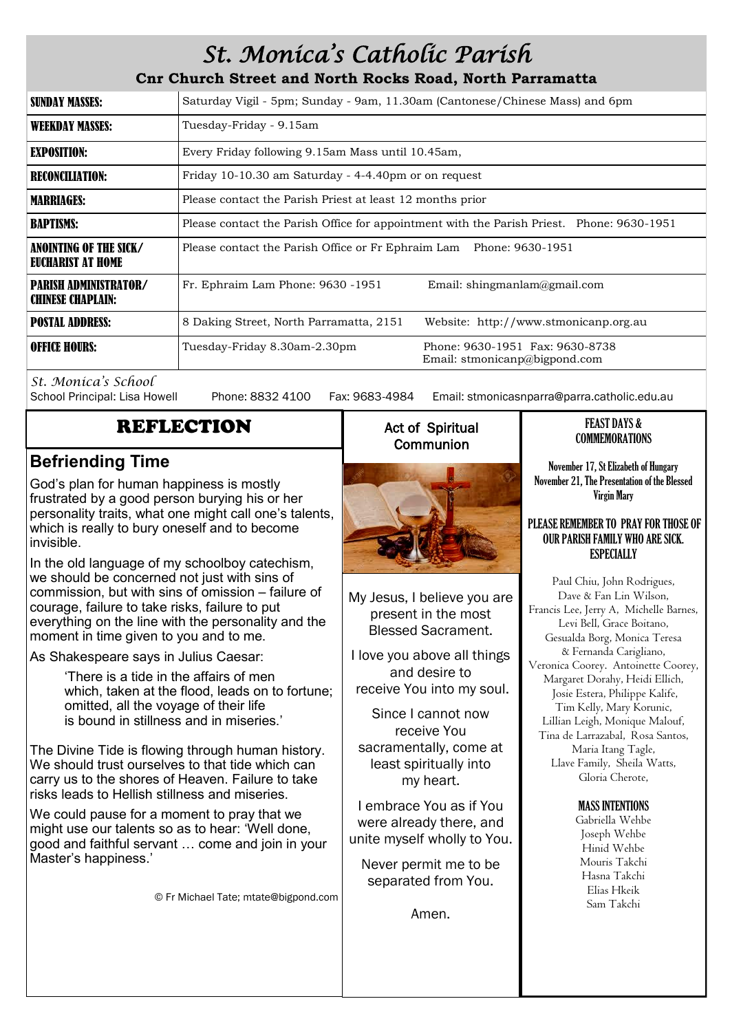# St. Monica's Catholic Parish

**Cnr Church Street and North Rocks Road, North Parramatta**

| | |
|---|---|
| **SUNDAY MASSES:** | Saturday Vigil - 5pm; Sunday - 9am, 11.30am (Cantonese/Chinese Mass) and 6pm |
| **WEEKDAY MASSES:** | Tuesday-Friday - 9.15am |
| **EXPOSITION:** | Every Friday following 9.15am Mass until 10.45am, |
| **RECONCILIATION:** | Friday 10-10.30 am Saturday - 4-4.40pm or on request |
| **MARRIAGES:** | Please contact the Parish Priest at least 12 months prior |
| **BAPTISMS:** | Please contact the Parish Office for appointment with the Parish Priest. Phone: 9630-1951 |
| **ANOINTING OF THE SICK/ EUCHARIST AT HOME** | Please contact the Parish Office or Fr Ephraim Lam Phone: 9630-1951 |
| **PARISH ADMINISTRATOR/ CHINESE CHAPLAIN:** | Fr. Ephraim Lam Phone: 9630 -1951 Email: shingmanlam@gmail.com |
| **POSTAL ADDRESS:** | 8 Daking Street, North Parramatta, 2151 Website: http://www.stmonicanp.org.au |
| **OFFICE HOURS:** | Tuesday-Friday 8.30am-2.30pm Phone: 9630-1951 Fax: 9630-8738 Email: stmonicanp@bigpond.com |

*St. Monica's School*

School Principal: Lisa Howell Phone: 8832 4100 Fax: 9683-4984 Email: stmonicasnparra@parra.catholic.edu.au

## REFLECTION

### Befriending Time

God's plan for human happiness is mostly frustrated by a good person burying his or her personality traits, what one might call one's talents, which is really to bury oneself and to become invisible.

In the old language of my schoolboy catechism, we should be concerned not just with sins of commission, but with sins of omission – failure of courage, failure to take risks, failure to put everything on the line with the personality and the moment in time given to you and to me.

As Shakespeare says in Julius Caesar:

> 'There is a tide in the affairs of men
> which, taken at the flood, leads on to fortune;
> omitted, all the voyage of their life
> is bound in stillness and in miseries.'

The Divine Tide is flowing through human history. We should trust ourselves to that tide which can carry us to the shores of Heaven. Failure to take risks leads to Hellish stillness and miseries.

We could pause for a moment to pray that we might use our talents so as to hear: 'Well done, good and faithful servant … come and join in your Master's happiness.'

© Fr Michael Tate; mtate@bigpond.com

### Act of Spiritual Communion

My Jesus, I believe you are present in the most Blessed Sacrament.

I love you above all things and desire to receive You into my soul.

Since I cannot now receive You sacramentally, come at least spiritually into my heart.

I embrace You as if You were already there, and unite myself wholly to You.

Never permit me to be separated from You.

Amen.

### FEAST DAYS & COMMEMORATIONS

**November 17, St Elizabeth of Hungary**
**November 21, The Presentation of the Blessed Virgin Mary**

**PLEASE REMEMBER TO PRAY FOR THOSE OF OUR PARISH FAMILY WHO ARE SICK. ESPECIALLY**

Paul Chiu, John Rodrigues, Dave & Fan Lin Wilson, Francis Lee, Jerry A, Michelle Barnes, Levi Bell, Grace Boitano, Gesualda Borg, Monica Teresa & Fernanda Carigliano, Veronica Coorey. Antoinette Coorey, Margaret Dorahy, Heidi Ellich, Josie Estera, Philippe Kalife, Tim Kelly, Mary Korunic, Lillian Leigh, Monique Malouf, Tina de Larrazabal, Rosa Santos, Maria Itang Tagle, Llave Family, Sheila Watts, Gloria Cherote,

**MASS INTENTIONS**

Gabriella Wehbe
Joseph Wehbe
Hinid Wehbe
Mouris Takchi
Hasna Takchi
Elias Hkeik
Sam Takchi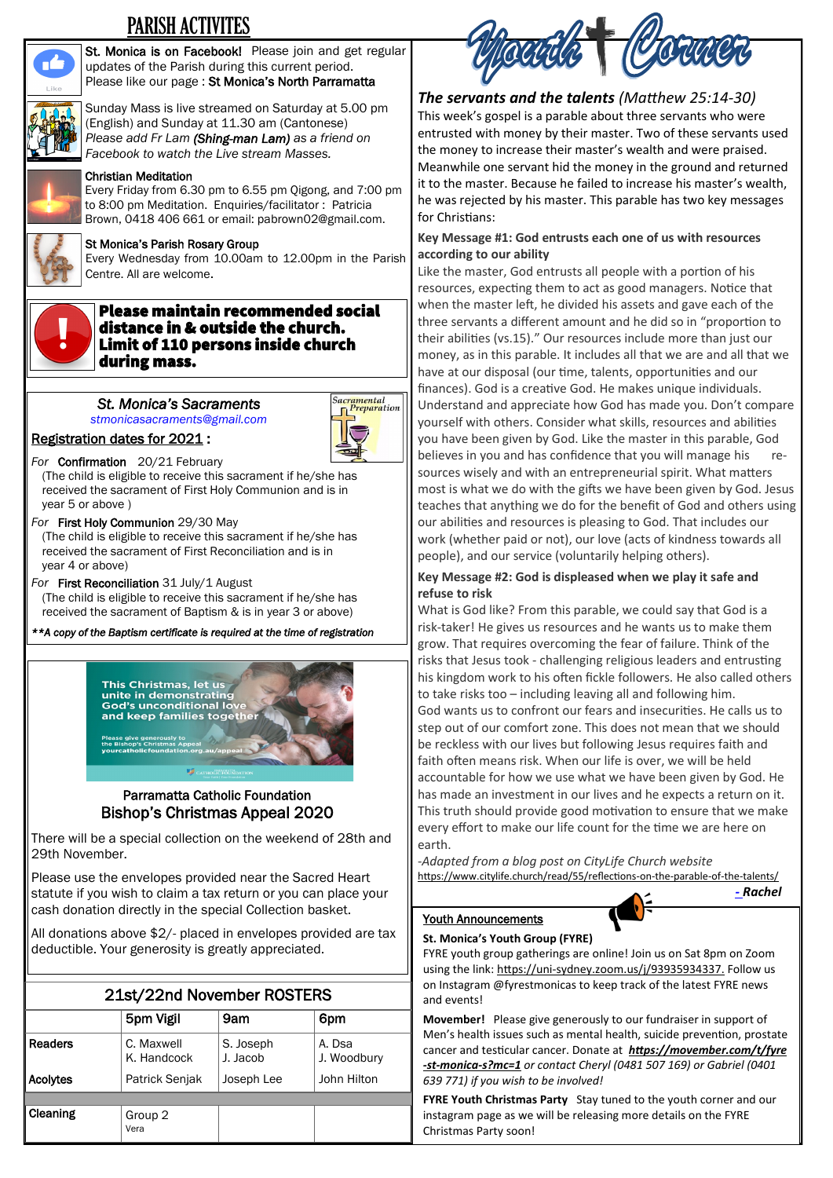# PARISH ACTIVITES

**St. Monica is on Facebook!** Please join and get regular updates of the Parish during this current period. Please like our page : **St Monica's North Parramatta**

Sunday Mass is live streamed on Saturday at 5.00 pm (English) and Sunday at 11.30 am (Cantonese) *Please add Fr Lam **(Shing-man Lam)** as a friend on Facebook to watch the Live stream Masses.*

**Christian Meditation**
Every Friday from 6.30 pm to 6.55 pm Qigong, and 7:00 pm to 8:00 pm Meditation. Enquiries/facilitator : Patricia Brown, 0418 406 661 or email: pabrown02@gmail.com.

**St Monica's Parish Rosary Group**
Every Wednesday from 10.00am to 12.00pm in the Parish Centre. All are welcome.

**Please maintain recommended social distance in & outside the church. Limit of 110 persons inside church during mass.**

## *St. Monica's Sacraments*

*stmonicasacraments@gmail.com*

**Registration dates for 2021 :**

*For* **Confirmation** 20/21 February
(The child is eligible to receive this sacrament if he/she has received the sacrament of First Holy Communion and is in year 5 or above )

*For* **First Holy Communion** 29/30 May
(The child is eligible to receive this sacrament if he/she has received the sacrament of First Reconciliation and is in year 4 or above)

*For* **First Reconciliation** 31 July/1 August
(The child is eligible to receive this sacrament if he/she has received the sacrament of Baptism & is in year 3 or above)

***A copy of the Baptism certificate is required at the time of registration*

This Christmas, let us unite in demonstrating God's unconditional love and keep families together

Please give generously to the Bishop's Christmas Appeal yourcatholicfoundation.org.au/appeal

## Parramatta Catholic Foundation
## Bishop's Christmas Appeal 2020

There will be a special collection on the weekend of 28th and 29th November.

Please use the envelopes provided near the Sacred Heart statute if you wish to claim a tax return or you can place your cash donation directly in the special Collection basket.

All donations above $2/- placed in envelopes provided are tax deductible. Your generosity is greatly appreciated.

## 21st/22nd November ROSTERS

| | 5pm Vigil | 9am | 6pm |
|---|---|---|---|
| Readers | C. Maxwell<br>K. Handcock | S. Joseph<br>J. Jacob | A. Dsa<br>J. Woodbury |
| Acolytes | Patrick Senjak | Joseph Lee | John Hilton |
| Cleaning | Group 2<br>Vera | | |

# Youth Corner

## *The servants and the talents (Matthew 25:14-30)*

This week's gospel is a parable about three servants who were entrusted with money by their master. Two of these servants used the money to increase their master's wealth and were praised. Meanwhile one servant hid the money in the ground and returned it to the master. Because he failed to increase his master's wealth, he was rejected by his master. This parable has two key messages for Christians:

### Key Message #1: God entrusts each one of us with resources according to our ability

Like the master, God entrusts all people with a portion of his resources, expecting them to act as good managers. Notice that when the master left, he divided his assets and gave each of the three servants a different amount and he did so in "proportion to their abilities (vs.15)." Our resources include more than just our money, as in this parable. It includes all that we are and all that we have at our disposal (our time, talents, opportunities and our finances). God is a creative God. He makes unique individuals. Understand and appreciate how God has made you. Don't compare yourself with others. Consider what skills, resources and abilities you have been given by God. Like the master in this parable, God believes in you and has confidence that you will manage his resources wisely and with an entrepreneurial spirit. What matters most is what we do with the gifts we have been given by God. Jesus teaches that anything we do for the benefit of God and others using our abilities and resources is pleasing to God. That includes our work (whether paid or not), our love (acts of kindness towards all people), and our service (voluntarily helping others).

### Key Message #2: God is displeased when we play it safe and refuse to risk

What is God like? From this parable, we could say that God is a risk-taker! He gives us resources and he wants us to make them grow. That requires overcoming the fear of failure. Think of the risks that Jesus took - challenging religious leaders and entrusting his kingdom work to his often fickle followers. He also called others to take risks too – including leaving all and following him.
God wants us to confront our fears and insecurities. He calls us to step out of our comfort zone. This does not mean that we should be reckless with our lives but following Jesus requires faith and faith often means risk. When our life is over, we will be held accountable for how we use what we have been given by God. He has made an investment in our lives and he expects a return on it. This truth should provide good motivation to ensure that we make every effort to make our life count for the time we are here on earth.

*-Adapted from a blog post on CityLife Church website*
https://www.citylife.church/read/55/reflections-on-the-parable-of-the-talents/

***- Rachel***

### Youth Announcements

**St. Monica's Youth Group (FYRE)**
FYRE youth group gatherings are online! Join us on Sat 8pm on Zoom using the link: https://uni-sydney.zoom.us/j/93935934337. Follow us on Instagram @fyrestmonicas to keep track of the latest FYRE news and events!

**Movember!** Please give generously to our fundraiser in support of Men's health issues such as mental health, suicide prevention, prostate cancer and testicular cancer. Donate at ***https://movember.com/t/fyre-st-monica-s?mc=1*** *or contact Cheryl (0481 507 169) or Gabriel (0401 639 771) if you wish to be involved!*

**FYRE Youth Christmas Party** Stay tuned to the youth corner and our instagram page as we will be releasing more details on the FYRE Christmas Party soon!